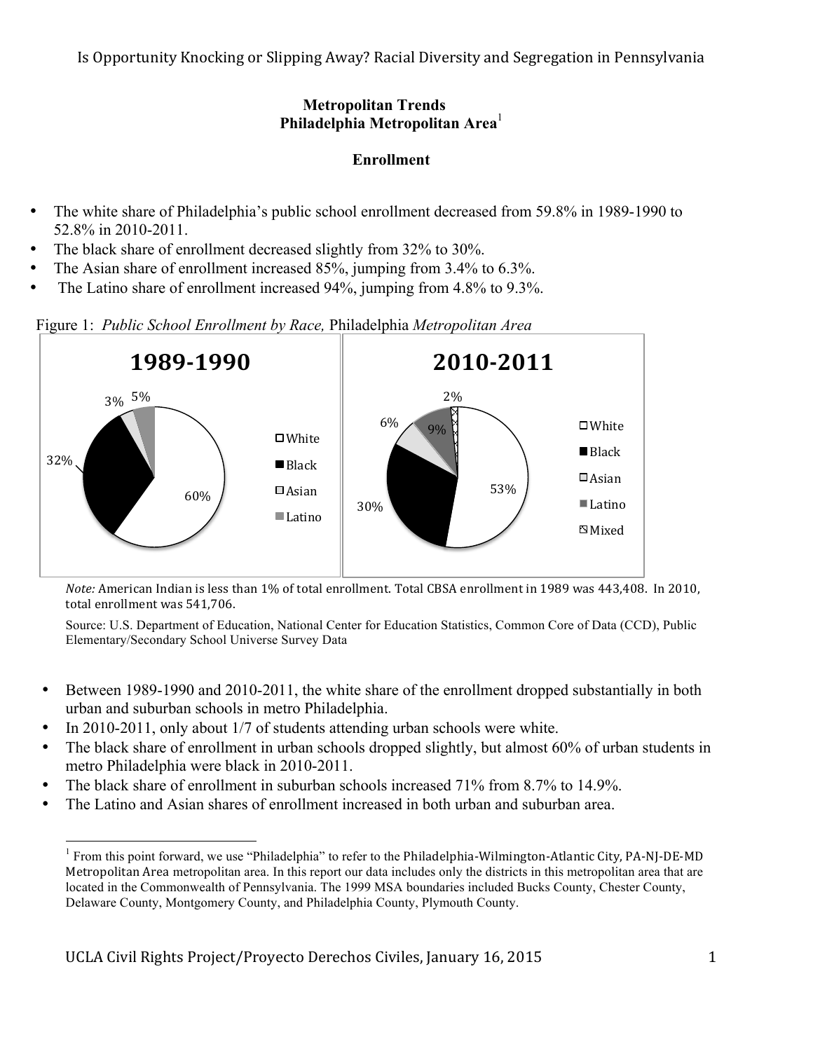## Metropolitan Trends

### Philadelphia Metropolitan Area[1]

### Enrollment

- The white share of Philadelphia's public school enrollment decreased from 59.8% in 1989-1990 to 52.8% in 2010-2011.
- The black share of enrollment decreased slightly from 32% to 30%.
- The Asian share of enrollment increased 85%, jumping from 3.4% to 6.3%.
- The Latino share of enrollment increased 94%, jumping from 4.8% to 9.3%.

Figure 1: *Public School Enrollment by Race,* Philadelphia *Metropolitan Area*

**1989-1990**

| Race | Share |
|---|---|
| White | 60% |
| Black | 32% |
| Asian | 3% |
| Latino | 5% |

**2010-2011**

| Race | Share |
|---|---|
| White | 53% |
| Black | 30% |
| Asian | 6% |
| Latino | 9% |
| Mixed | 2% |

*Note:* American Indian is less than 1% of total enrollment. Total CBSA enrollment in 1989 was 443,408. In 2010, total enrollment was 541,706.

Source: U.S. Department of Education, National Center for Education Statistics, Common Core of Data (CCD), Public Elementary/Secondary School Universe Survey Data

- Between 1989-1990 and 2010-2011, the white share of the enrollment dropped substantially in both urban and suburban schools in metro Philadelphia.
- In 2010-2011, only about 1/7 of students attending urban schools were white.
- The black share of enrollment in urban schools dropped slightly, but almost 60% of urban students in metro Philadelphia were black in 2010-2011.
- The black share of enrollment in suburban schools increased 71% from 8.7% to 14.9%.
- The Latino and Asian shares of enrollment increased in both urban and suburban area.

[1] From this point forward, we use "Philadelphia" to refer to the Philadelphia-Wilmington-Atlantic City, PA-NJ-DE-MD Metropolitan Area metropolitan area. In this report our data includes only the districts in this metropolitan area that are located in the Commonwealth of Pennsylvania. The 1999 MSA boundaries included Bucks County, Chester County, Delaware County, Montgomery County, and Philadelphia County, Plymouth County.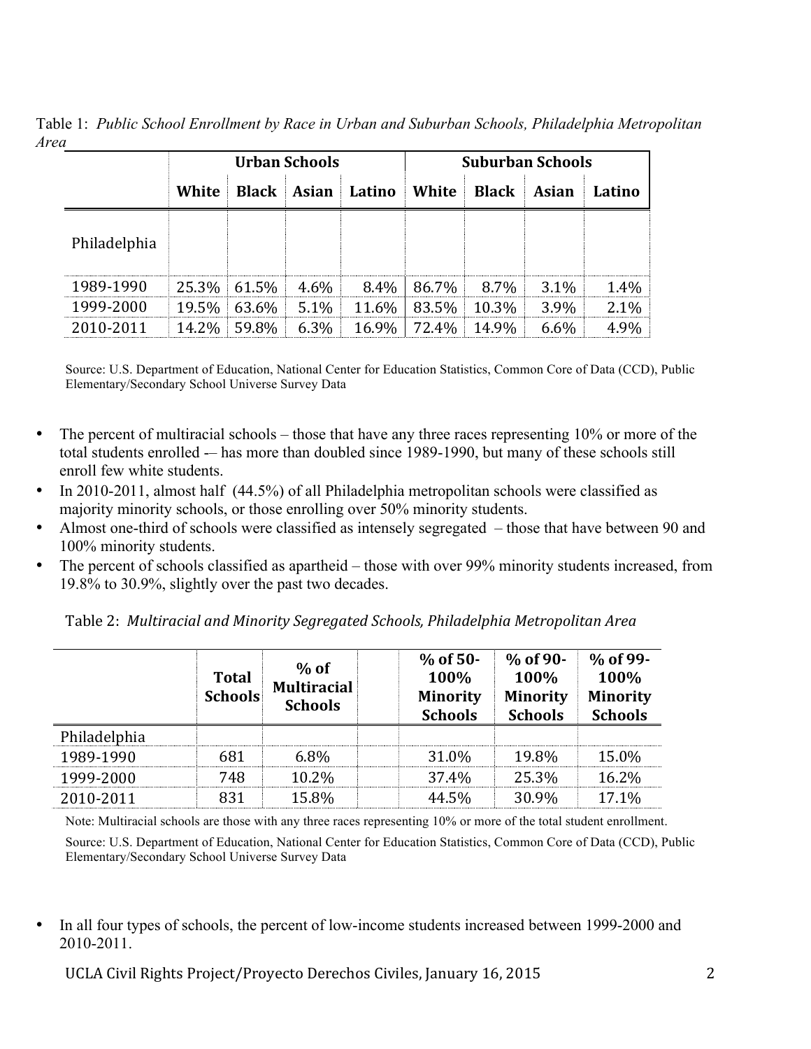Table 1: *Public School Enrollment by Race in Urban and Suburban Schools, Philadelphia Metropolitan Area*

| | Urban Schools | | | | Suburban Schools | | | |
|---|---|---|---|---|---|---|---|---|
| | White | Black | Asian | Latino | White | Black | Asian | Latino |
| Philadelphia | | | | | | | | |
| 1989-1990 | 25.3% | 61.5% | 4.6% | 8.4% | 86.7% | 8.7% | 3.1% | 1.4% |
| 1999-2000 | 19.5% | 63.6% | 5.1% | 11.6% | 83.5% | 10.3% | 3.9% | 2.1% |
| 2010-2011 | 14.2% | 59.8% | 6.3% | 16.9% | 72.4% | 14.9% | 6.6% | 4.9% |

Source: U.S. Department of Education, National Center for Education Statistics, Common Core of Data (CCD), Public Elementary/Secondary School Universe Survey Data

- The percent of multiracial schools – those that have any three races representing 10% or more of the total students enrolled -– has more than doubled since 1989-1990, but many of these schools still enroll few white students.
- In 2010-2011, almost half (44.5%) of all Philadelphia metropolitan schools were classified as majority minority schools, or those enrolling over 50% minority students.
- Almost one-third of schools were classified as intensely segregated – those that have between 90 and 100% minority students.
- The percent of schools classified as apartheid – those with over 99% minority students increased, from 19.8% to 30.9%, slightly over the past two decades.

Table 2: *Multiracial and Minority Segregated Schools, Philadelphia Metropolitan Area*

| | Total Schools | % of Multiracial Schools | | % of 50-100% Minority Schools | % of 90-100% Minority Schools | % of 99-100% Minority Schools |
|---|---|---|---|---|---|---|
| Philadelphia | | | | | | |
| 1989-1990 | 681 | 6.8% | | 31.0% | 19.8% | 15.0% |
| 1999-2000 | 748 | 10.2% | | 37.4% | 25.3% | 16.2% |
| 2010-2011 | 831 | 15.8% | | 44.5% | 30.9% | 17.1% |

Note: Multiracial schools are those with any three races representing 10% or more of the total student enrollment.

Source: U.S. Department of Education, National Center for Education Statistics, Common Core of Data (CCD), Public Elementary/Secondary School Universe Survey Data

- In all four types of schools, the percent of low-income students increased between 1999-2000 and 2010-2011.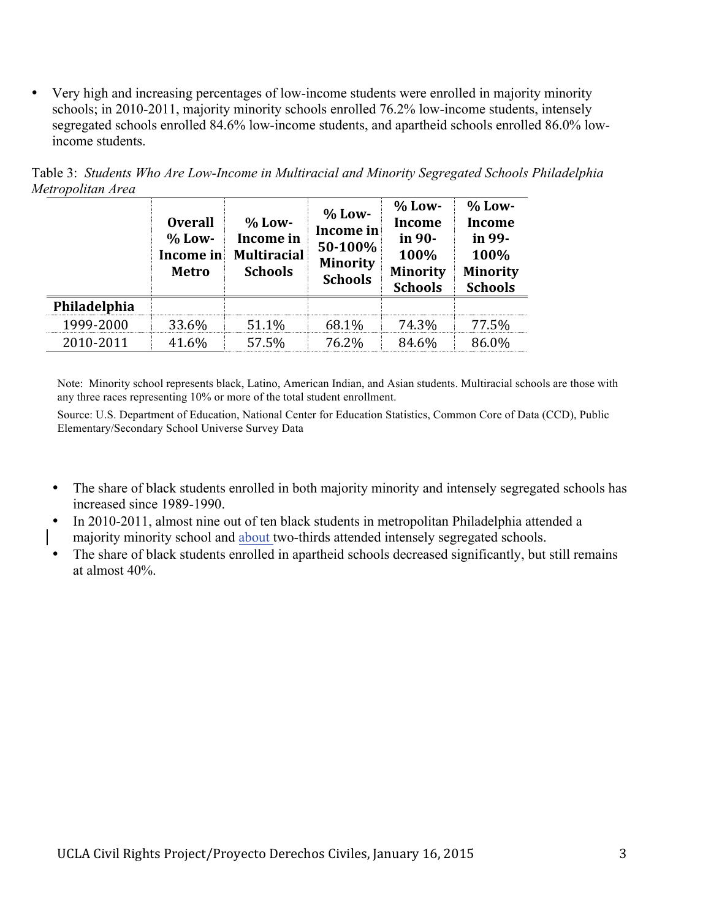- Very high and increasing percentages of low-income students were enrolled in majority minority schools; in 2010-2011, majority minority schools enrolled 76.2% low-income students, intensely segregated schools enrolled 84.6% low-income students, and apartheid schools enrolled 86.0% low-income students.

Table 3: *Students Who Are Low-Income in Multiracial and Minority Segregated Schools Philadelphia Metropolitan Area*

| | Overall % Low-Income in Metro | % Low-Income in Multiracial Schools | % Low-Income in 50-100% Minority Schools | % Low-Income in 90-100% Minority Schools | % Low-Income in 99-100% Minority Schools |
|---|---|---|---|---|---|
| **Philadelphia** | | | | | |
| 1999-2000 | 33.6% | 51.1% | 68.1% | 74.3% | 77.5% |
| 2010-2011 | 41.6% | 57.5% | 76.2% | 84.6% | 86.0% |

Note: Minority school represents black, Latino, American Indian, and Asian students. Multiracial schools are those with any three races representing 10% or more of the total student enrollment.

Source: U.S. Department of Education, National Center for Education Statistics, Common Core of Data (CCD), Public Elementary/Secondary School Universe Survey Data

- The share of black students enrolled in both majority minority and intensely segregated schools has increased since 1989-1990.
- In 2010-2011, almost nine out of ten black students in metropolitan Philadelphia attended a majority minority school and about two-thirds attended intensely segregated schools.
- The share of black students enrolled in apartheid schools decreased significantly, but still remains at almost 40%.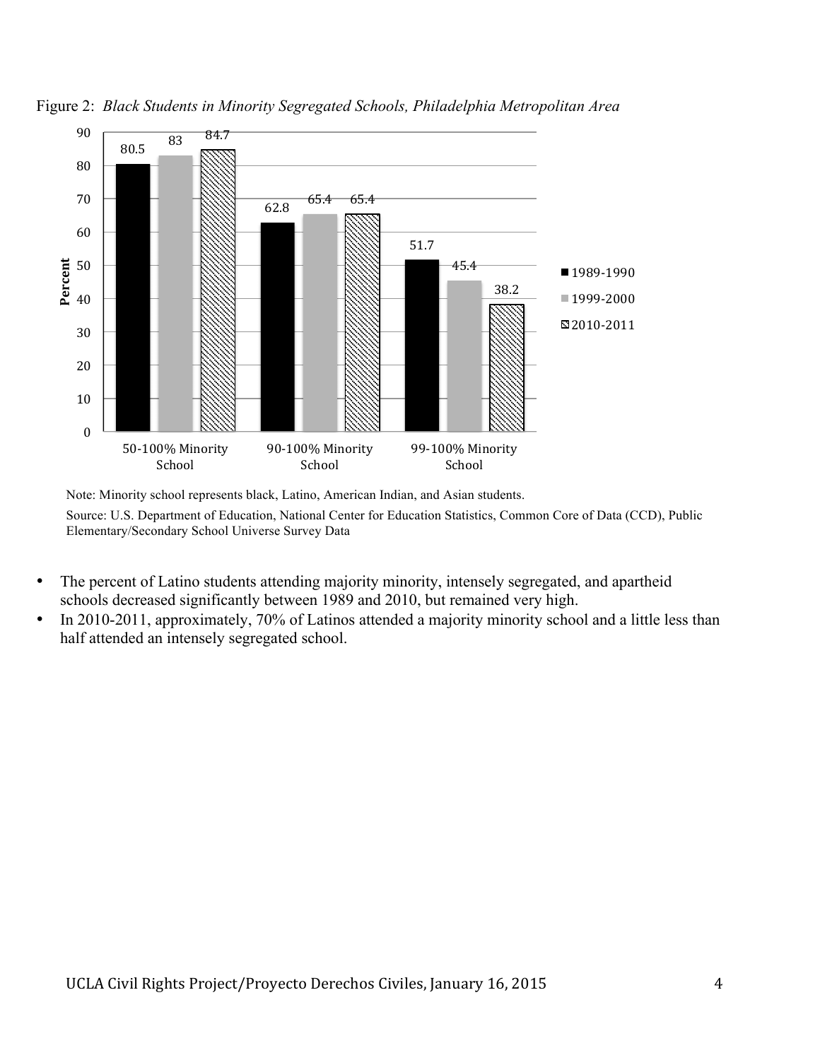Figure 2: *Black Students in Minority Segregated Schools, Philadelphia Metropolitan Area*

| | 1989-1990 | 1999-2000 | 2010-2011 |
|---|---|---|---|
| 50-100% Minority School | 80.5 | 83 | 84.7 |
| 90-100% Minority School | 62.8 | 65.4 | 65.4 |
| 99-100% Minority School | 51.7 | 45.4 | 38.2 |

Note: Minority school represents black, Latino, American Indian, and Asian students.

Source: U.S. Department of Education, National Center for Education Statistics, Common Core of Data (CCD), Public Elementary/Secondary School Universe Survey Data

- The percent of Latino students attending majority minority, intensely segregated, and apartheid schools decreased significantly between 1989 and 2010, but remained very high.
- In 2010-2011, approximately, 70% of Latinos attended a majority minority school and a little less than half attended an intensely segregated school.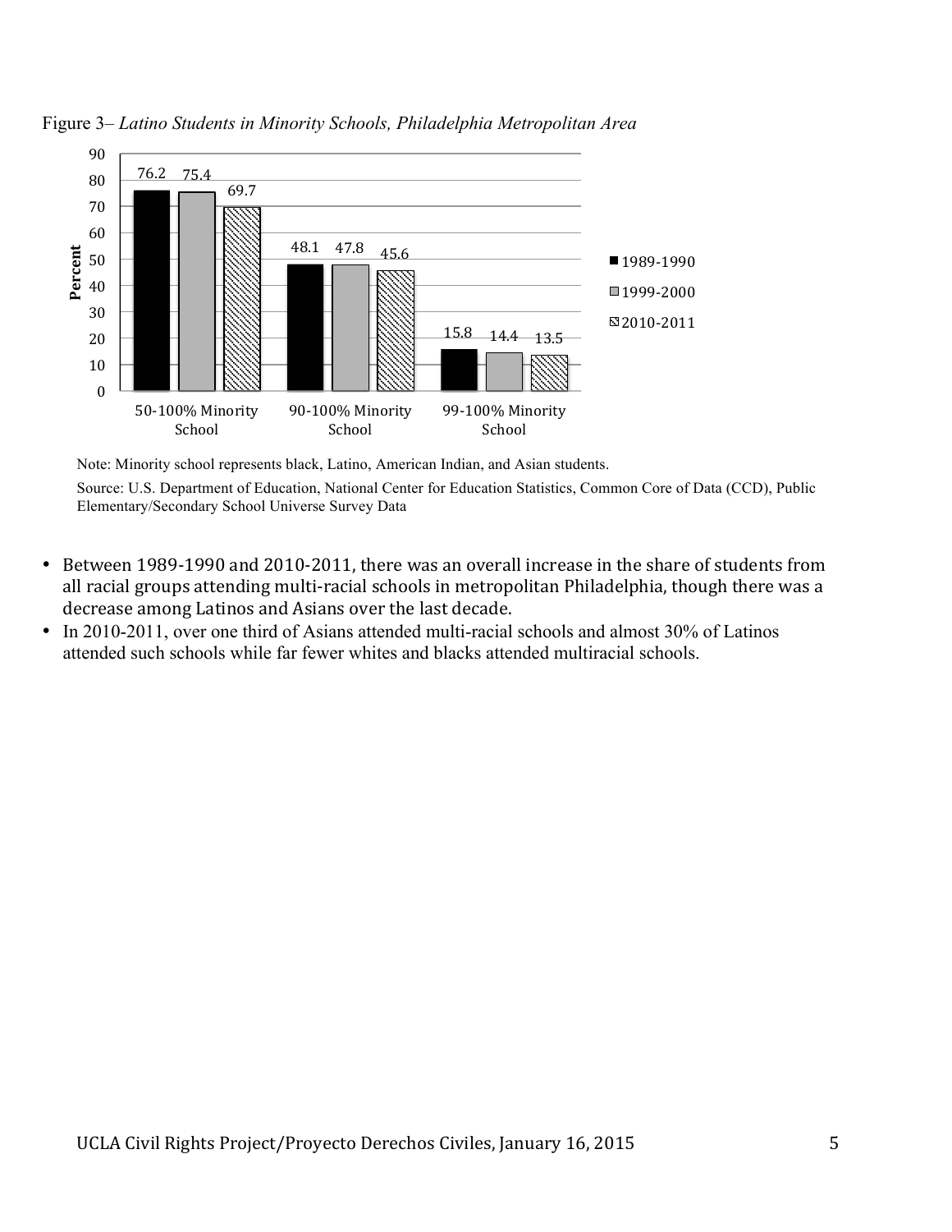Figure 3– *Latino Students in Minority Schools, Philadelphia Metropolitan Area*

| | 1989-1990 | 1999-2000 | 2010-2011 |
|---|---|---|---|
| 50-100% Minority School | 76.2 | 75.4 | 69.7 |
| 90-100% Minority School | 48.1 | 47.8 | 45.6 |
| 99-100% Minority School | 15.8 | 14.4 | 13.5 |

Note: Minority school represents black, Latino, American Indian, and Asian students.

Source: U.S. Department of Education, National Center for Education Statistics, Common Core of Data (CCD), Public Elementary/Secondary School Universe Survey Data

- Between 1989-1990 and 2010-2011, there was an overall increase in the share of students from all racial groups attending multi-racial schools in metropolitan Philadelphia, though there was a decrease among Latinos and Asians over the last decade.
- In 2010-2011, over one third of Asians attended multi-racial schools and almost 30% of Latinos attended such schools while far fewer whites and blacks attended multiracial schools.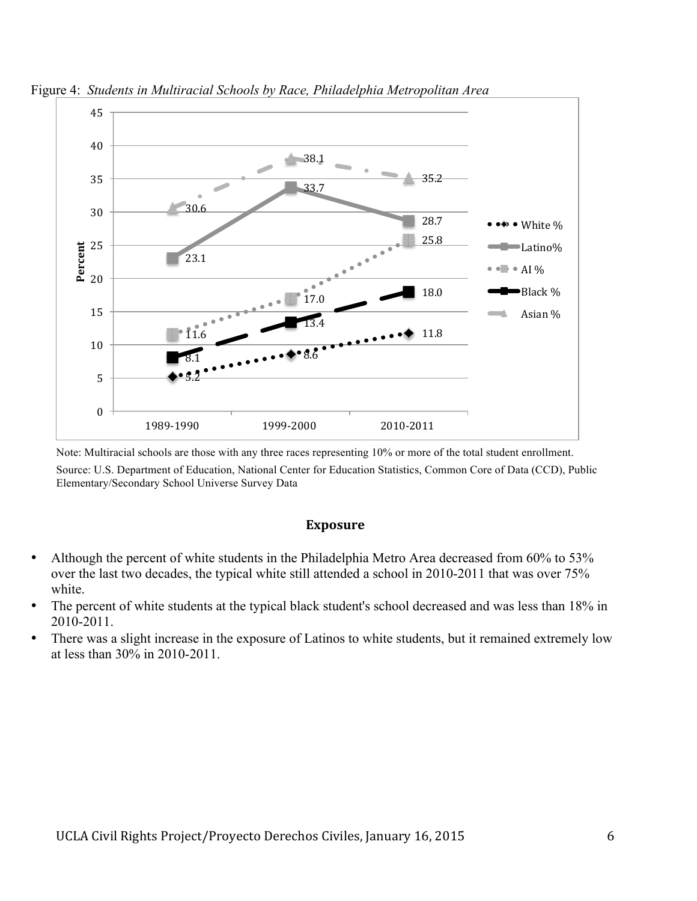Figure 4: *Students in Multiracial Schools by Race, Philadelphia Metropolitan Area*

| | 1989-1990 | 1999-2000 | 2010-2011 |
|---|---|---|---|
| White % | 5.2 | 8.6 | 11.8 |
| Latino% | 23.1 | 33.7 | 28.7 |
| AI % | 11.6 | 17.0 | 25.8 |
| Black % | 8.1 | 13.4 | 18.0 |
| Asian % | 30.6 | 38.1 | 35.2 |

Note: Multiracial schools are those with any three races representing 10% or more of the total student enrollment.

Source: U.S. Department of Education, National Center for Education Statistics, Common Core of Data (CCD), Public Elementary/Secondary School Universe Survey Data

## Exposure

- Although the percent of white students in the Philadelphia Metro Area decreased from 60% to 53% over the last two decades, the typical white still attended a school in 2010-2011 that was over 75% white.
- The percent of white students at the typical black student's school decreased and was less than 18% in 2010-2011.
- There was a slight increase in the exposure of Latinos to white students, but it remained extremely low at less than 30% in 2010-2011.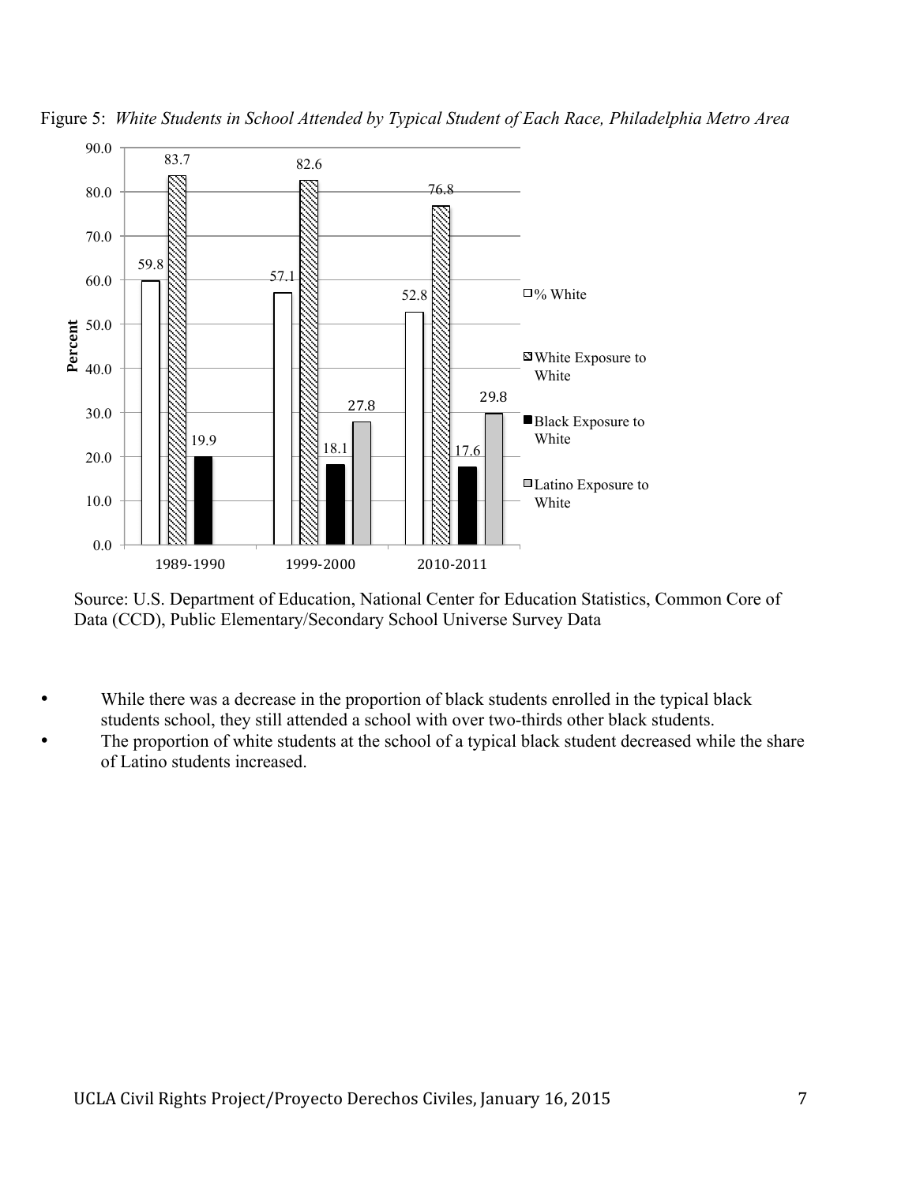Figure 5: *White Students in School Attended by Typical Student of Each Race, Philadelphia Metro Area*

| | 1989-1990 | 1999-2000 | 2010-2011 |
| --- | --- | --- | --- |
| % White | 59.8 | 57.1 | 52.8 |
| White Exposure to White | 83.7 | 82.6 | 76.8 |
| Black Exposure to White | 19.9 | 18.1 | 17.6 |
| Latino Exposure to White | | 27.8 | 29.8 |

Source: U.S. Department of Education, National Center for Education Statistics, Common Core of Data (CCD), Public Elementary/Secondary School Universe Survey Data

- While there was a decrease in the proportion of black students enrolled in the typical black students school, they still attended a school with over two-thirds other black students.
- The proportion of white students at the school of a typical black student decreased while the share of Latino students increased.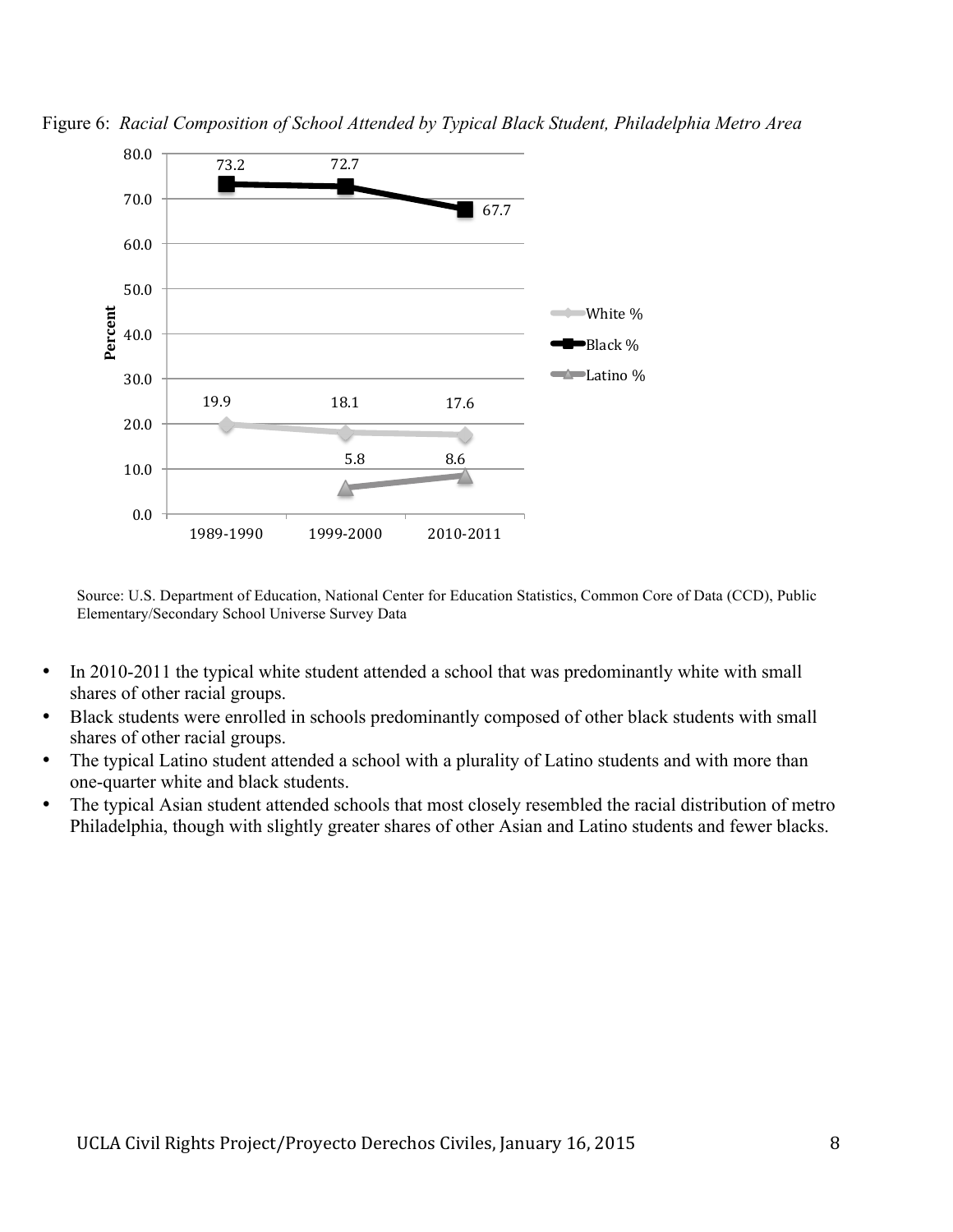Figure 6: *Racial Composition of School Attended by Typical Black Student, Philadelphia Metro Area*

| | 1989-1990 | 1999-2000 | 2010-2011 |
|---|---|---|---|
| White % | 19.9 | 18.1 | 17.6 |
| Black % | 73.2 | 72.7 | 67.7 |
| Latino % | | 5.8 | 8.6 |

Source: U.S. Department of Education, National Center for Education Statistics, Common Core of Data (CCD), Public Elementary/Secondary School Universe Survey Data

- In 2010-2011 the typical white student attended a school that was predominantly white with small shares of other racial groups.
- Black students were enrolled in schools predominantly composed of other black students with small shares of other racial groups.
- The typical Latino student attended a school with a plurality of Latino students and with more than one-quarter white and black students.
- The typical Asian student attended schools that most closely resembled the racial distribution of metro Philadelphia, though with slightly greater shares of other Asian and Latino students and fewer blacks.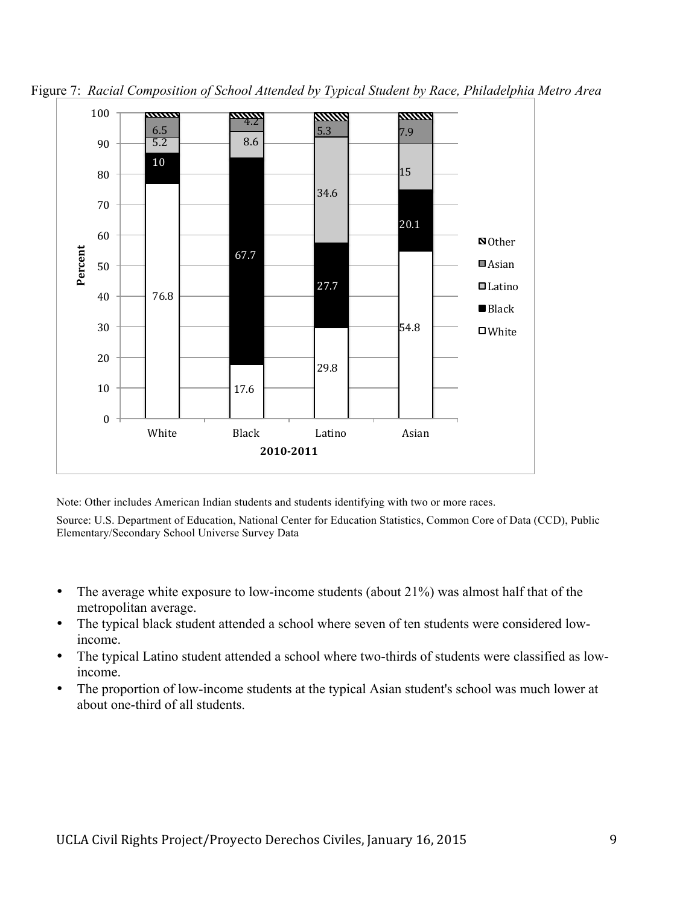Figure 7: *Racial Composition of School Attended by Typical Student by Race, Philadelphia Metro Area*

| 2010-2011 | White | Black | Latino | Asian | Other |
|---|---|---|---|---|---|
| White | 76.8 | 10 | 5.2 | 6.5 | |
| Black | 17.6 | 67.7 | 8.6 | 4.2 | |
| Latino | 29.8 | 27.7 | 34.6 | 5.3 | |
| Asian | 54.8 | 20.1 | 15 | 7.9 | |

Note: Other includes American Indian students and students identifying with two or more races.

Source: U.S. Department of Education, National Center for Education Statistics, Common Core of Data (CCD), Public Elementary/Secondary School Universe Survey Data

- The average white exposure to low-income students (about 21%) was almost half that of the metropolitan average.
- The typical black student attended a school where seven of ten students were considered low-income.
- The typical Latino student attended a school where two-thirds of students were classified as low-income.
- The proportion of low-income students at the typical Asian student's school was much lower at about one-third of all students.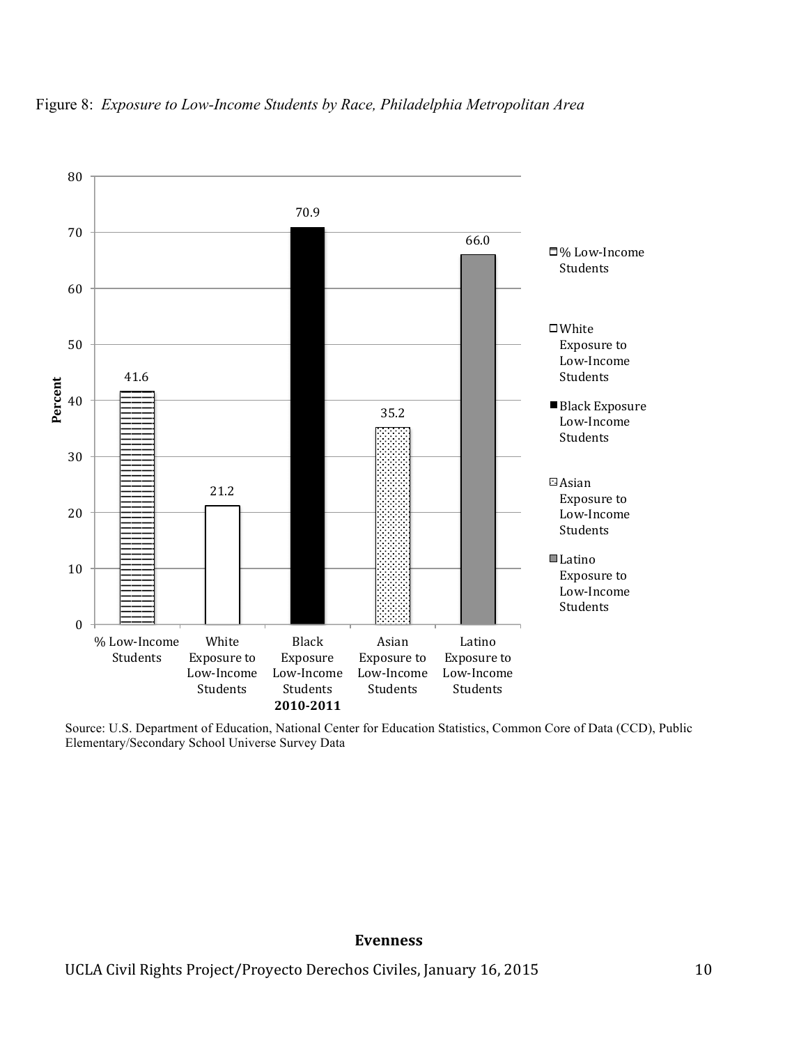Figure 8: *Exposure to Low-Income Students by Race, Philadelphia Metropolitan Area*

| 2010-2011 | Percent |
|---|---|
| % Low-Income Students | 41.6 |
| White Exposure to Low-Income Students | 21.2 |
| Black Exposure Low-Income Students | 70.9 |
| Asian Exposure to Low-Income Students | 35.2 |
| Latino Exposure to Low-Income Students | 66.0 |

Source: U.S. Department of Education, National Center for Education Statistics, Common Core of Data (CCD), Public Elementary/Secondary School Universe Survey Data

## Evenness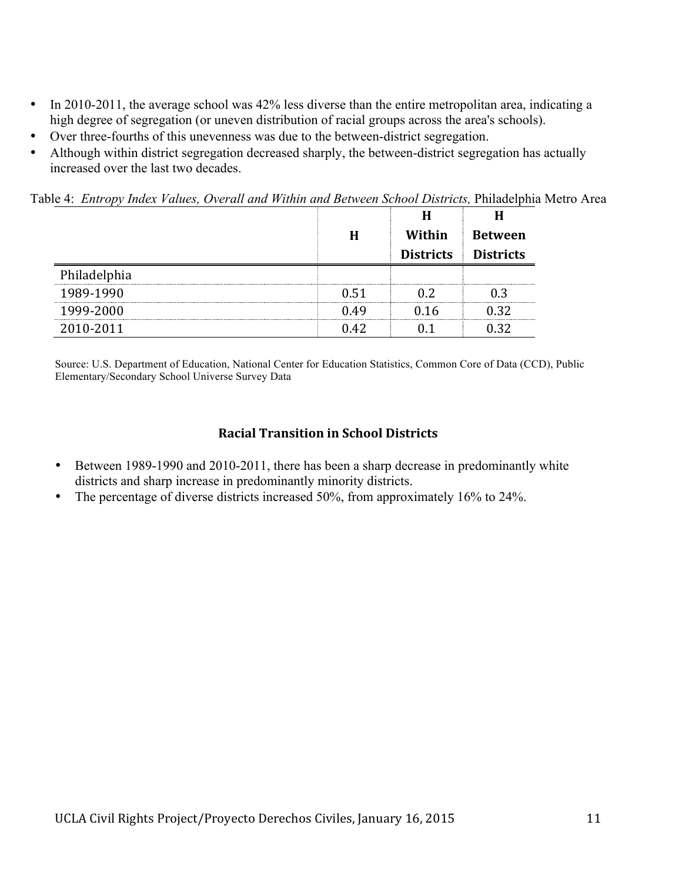- In 2010-2011, the average school was 42% less diverse than the entire metropolitan area, indicating a high degree of segregation (or uneven distribution of racial groups across the area's schools).
- Over three-fourths of this unevenness was due to the between-district segregation.
- Although within district segregation decreased sharply, the between-district segregation has actually increased over the last two decades.

Table 4: *Entropy Index Values, Overall and Within and Between School Districts,* Philadelphia Metro Area

| | H | H Within Districts | H Between Districts |
|---|---|---|---|
| Philadelphia | | | |
| 1989-1990 | 0.51 | 0.2 | 0.3 |
| 1999-2000 | 0.49 | 0.16 | 0.32 |
| 2010-2011 | 0.42 | 0.1 | 0.32 |

Source: U.S. Department of Education, National Center for Education Statistics, Common Core of Data (CCD), Public Elementary/Secondary School Universe Survey Data

### Racial Transition in School Districts

- Between 1989-1990 and 2010-2011, there has been a sharp decrease in predominantly white districts and sharp increase in predominantly minority districts.
- The percentage of diverse districts increased 50%, from approximately 16% to 24%.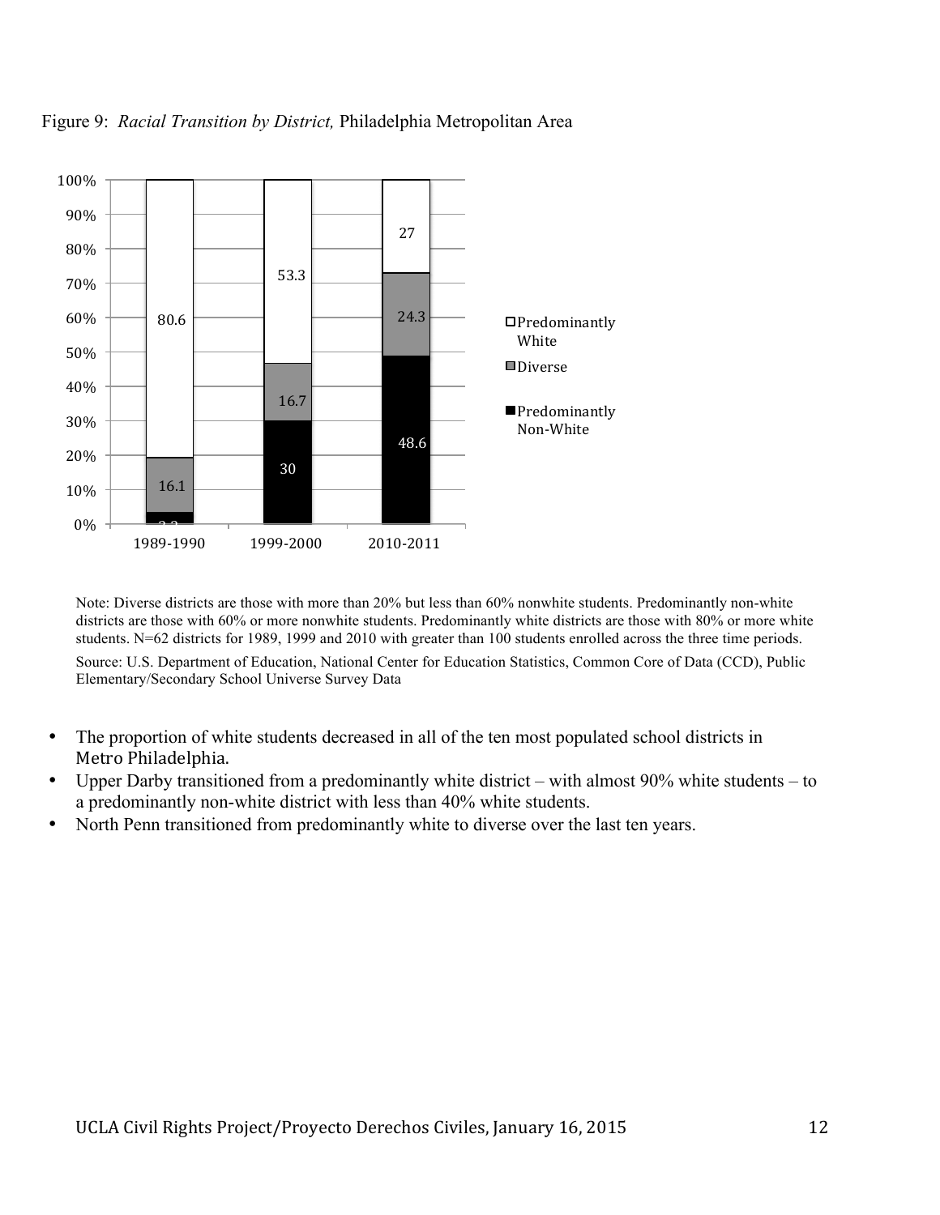Figure 9: *Racial Transition by District,* Philadelphia Metropolitan Area

| | 1989-1990 | 1999-2000 | 2010-2011 |
|---|---|---|---|
| Predominantly White | 80.6 | 53.3 | 27 |
| Diverse | 16.1 | 16.7 | 24.3 |
| Predominantly Non-White | 3.3 | 30 | 48.6 |

Note: Diverse districts are those with more than 20% but less than 60% nonwhite students. Predominantly non-white districts are those with 60% or more nonwhite students. Predominantly white districts are those with 80% or more white students. N=62 districts for 1989, 1999 and 2010 with greater than 100 students enrolled across the three time periods.

Source: U.S. Department of Education, National Center for Education Statistics, Common Core of Data (CCD), Public Elementary/Secondary School Universe Survey Data

- The proportion of white students decreased in all of the ten most populated school districts in Metro Philadelphia.
- Upper Darby transitioned from a predominantly white district – with almost 90% white students – to a predominantly non-white district with less than 40% white students.
- North Penn transitioned from predominantly white to diverse over the last ten years.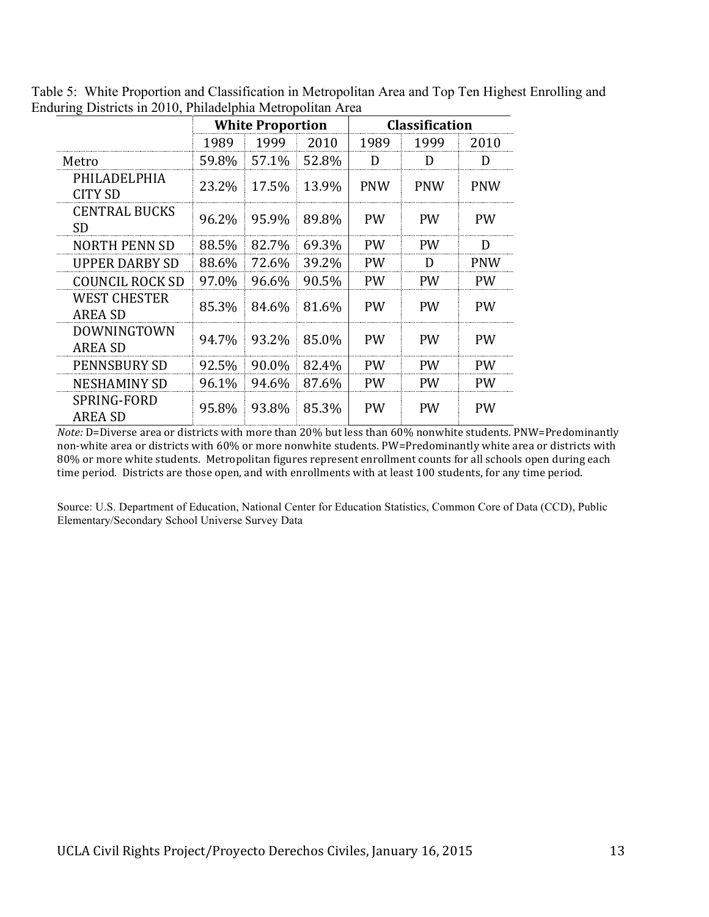Table 5: White Proportion and Classification in Metropolitan Area and Top Ten Highest Enrolling and Enduring Districts in 2010, Philadelphia Metropolitan Area

| | White Proportion | | | Classification | | |
|---|---|---|---|---|---|---|
| | 1989 | 1999 | 2010 | 1989 | 1999 | 2010 |
| Metro | 59.8% | 57.1% | 52.8% | D | D | D |
| PHILADELPHIA CITY SD | 23.2% | 17.5% | 13.9% | PNW | PNW | PNW |
| CENTRAL BUCKS SD | 96.2% | 95.9% | 89.8% | PW | PW | PW |
| NORTH PENN SD | 88.5% | 82.7% | 69.3% | PW | PW | D |
| UPPER DARBY SD | 88.6% | 72.6% | 39.2% | PW | D | PNW |
| COUNCIL ROCK SD | 97.0% | 96.6% | 90.5% | PW | PW | PW |
| WEST CHESTER AREA SD | 85.3% | 84.6% | 81.6% | PW | PW | PW |
| DOWNINGTOWN AREA SD | 94.7% | 93.2% | 85.0% | PW | PW | PW |
| PENNSBURY SD | 92.5% | 90.0% | 82.4% | PW | PW | PW |
| NESHAMINY SD | 96.1% | 94.6% | 87.6% | PW | PW | PW |
| SPRING-FORD AREA SD | 95.8% | 93.8% | 85.3% | PW | PW | PW |

*Note:* D=Diverse area or districts with more than 20% but less than 60% nonwhite students. PNW=Predominantly non-white area or districts with 60% or more nonwhite students. PW=Predominantly white area or districts with 80% or more white students. Metropolitan figures represent enrollment counts for all schools open during each time period. Districts are those open, and with enrollments with at least 100 students, for any time period.

Source: U.S. Department of Education, National Center for Education Statistics, Common Core of Data (CCD), Public Elementary/Secondary School Universe Survey Data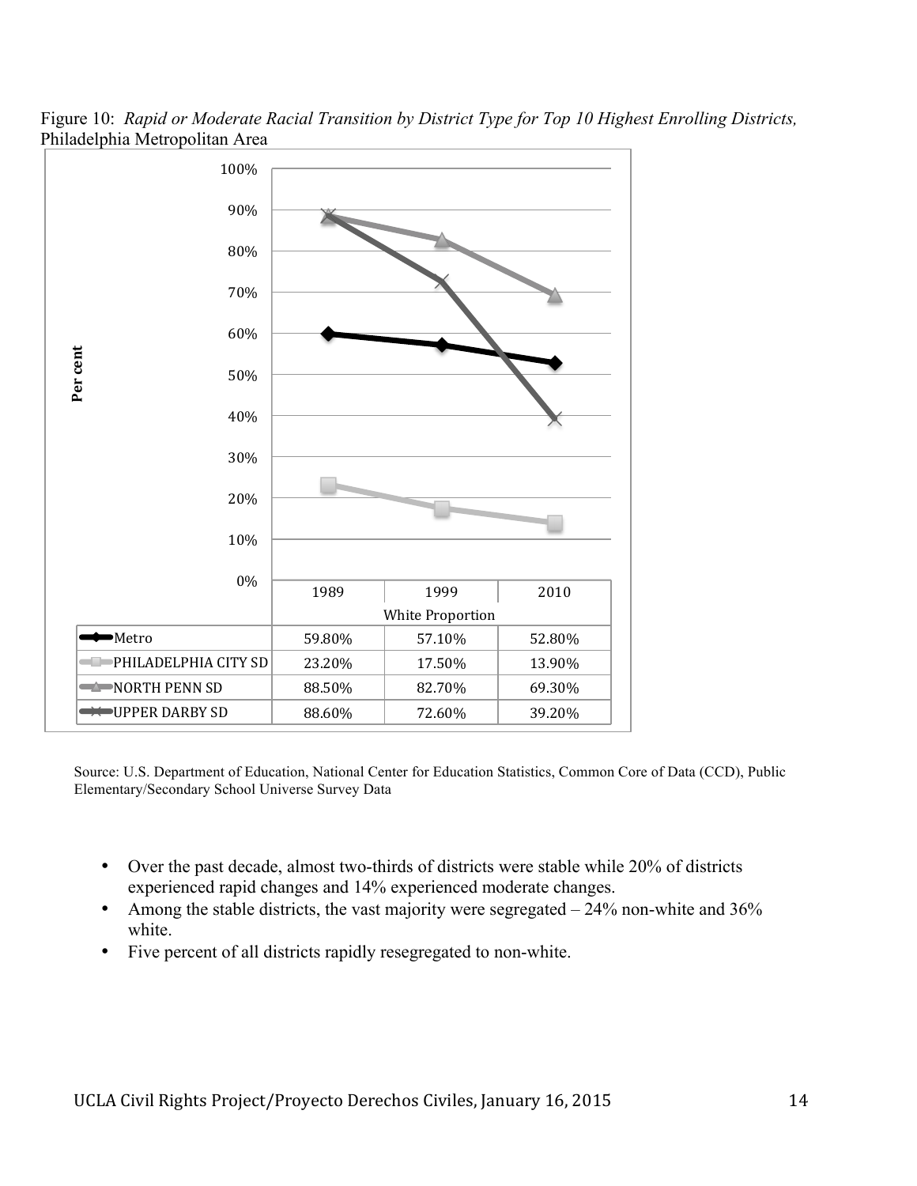Figure 10: *Rapid or Moderate Racial Transition by District Type for Top 10 Highest Enrolling Districts,* Philadelphia Metropolitan Area

| White Proportion | 1989 | 1999 | 2010 |
| --- | --- | --- | --- |
| Metro | 59.80% | 57.10% | 52.80% |
| PHILADELPHIA CITY SD | 23.20% | 17.50% | 13.90% |
| NORTH PENN SD | 88.50% | 82.70% | 69.30% |
| UPPER DARBY SD | 88.60% | 72.60% | 39.20% |

Source: U.S. Department of Education, National Center for Education Statistics, Common Core of Data (CCD), Public Elementary/Secondary School Universe Survey Data

- Over the past decade, almost two-thirds of districts were stable while 20% of districts experienced rapid changes and 14% experienced moderate changes.
- Among the stable districts, the vast majority were segregated – 24% non-white and 36% white.
- Five percent of all districts rapidly resegregated to non-white.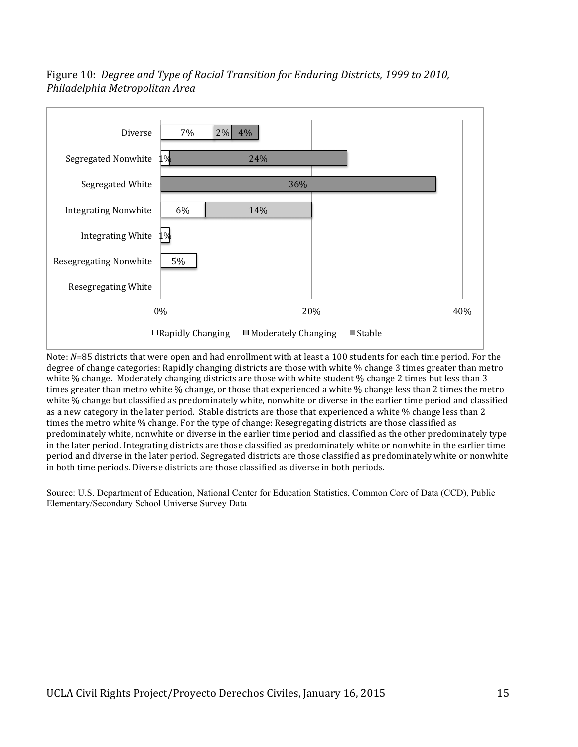Figure 10: *Degree and Type of Racial Transition for Enduring Districts, 1999 to 2010, Philadelphia Metropolitan Area*

Diverse 7% 2% 4%

Segregated Nonwhite 1% 24%

Segregated White 36%

Integrating Nonwhite 6% 14%

Integrating White 1%

Resegregating Nonwhite 5%

Resegregating White

0% 20% 40%

Rapidly Changing Moderately Changing Stable

Note: *N*=85 districts that were open and had enrollment with at least a 100 students for each time period. For the degree of change categories: Rapidly changing districts are those with white % change 3 times greater than metro white % change. Moderately changing districts are those with white student % change 2 times but less than 3 times greater than metro white % change, or those that experienced a white % change less than 2 times the metro white % change but classified as predominately white, nonwhite or diverse in the earlier time period and classified as a new category in the later period. Stable districts are those that experienced a white % change less than 2 times the metro white % change. For the type of change: Resegregating districts are those classified as predominately white, nonwhite or diverse in the earlier time period and classified as the other predominately type in the later period. Integrating districts are those classified as predominately white or nonwhite in the earlier time period and diverse in the later period. Segregated districts are those classified as predominately white or nonwhite in both time periods. Diverse districts are those classified as diverse in both periods.

Source: U.S. Department of Education, National Center for Education Statistics, Common Core of Data (CCD), Public Elementary/Secondary School Universe Survey Data